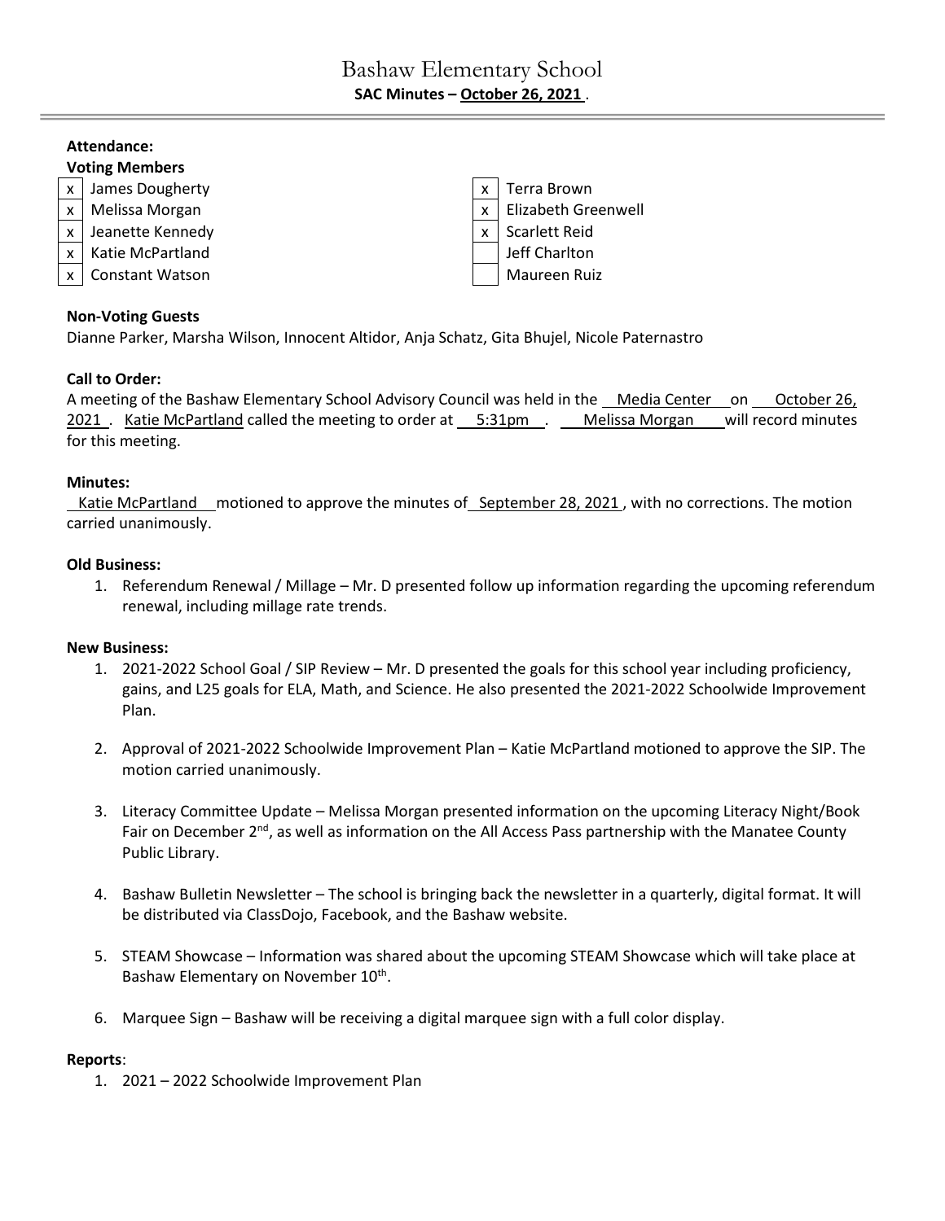# Bashaw Elementary School

**SAC Minutes – October 26, 2021**

**Attendance:**

**Voting Members**

| | | | |
|---|---|---|---|
| x | James Dougherty | x | Terra Brown |
| x | Melissa Morgan | x | Elizabeth Greenwell |
| x | Jeanette Kennedy | x | Scarlett Reid |
| x | Katie McPartland | | Jeff Charlton |
| x | Constant Watson | | Maureen Ruiz |

**Non-Voting Guests**

Dianne Parker, Marsha Wilson, Innocent Altidor, Anja Schatz, Gita Bhujel, Nicole Paternastro

**Call to Order:**

A meeting of the Bashaw Elementary School Advisory Council was held in the Media Center on October 26, 2021. Katie McPartland called the meeting to order at 5:31pm. Melissa Morgan will record minutes for this meeting.

**Minutes:**

Katie McPartland motioned to approve the minutes of September 28, 2021, with no corrections. The motion carried unanimously.

**Old Business:**

1. Referendum Renewal / Millage – Mr. D presented follow up information regarding the upcoming referendum renewal, including millage rate trends.

**New Business:**

1. 2021-2022 School Goal / SIP Review – Mr. D presented the goals for this school year including proficiency, gains, and L25 goals for ELA, Math, and Science. He also presented the 2021-2022 Schoolwide Improvement Plan.

2. Approval of 2021-2022 Schoolwide Improvement Plan – Katie McPartland motioned to approve the SIP. The motion carried unanimously.

3. Literacy Committee Update – Melissa Morgan presented information on the upcoming Literacy Night/Book Fair on December 2nd, as well as information on the All Access Pass partnership with the Manatee County Public Library.

4. Bashaw Bulletin Newsletter – The school is bringing back the newsletter in a quarterly, digital format. It will be distributed via ClassDojo, Facebook, and the Bashaw website.

5. STEAM Showcase – Information was shared about the upcoming STEAM Showcase which will take place at Bashaw Elementary on November 10th.

6. Marquee Sign – Bashaw will be receiving a digital marquee sign with a full color display.

**Reports**:

1. 2021 – 2022 Schoolwide Improvement Plan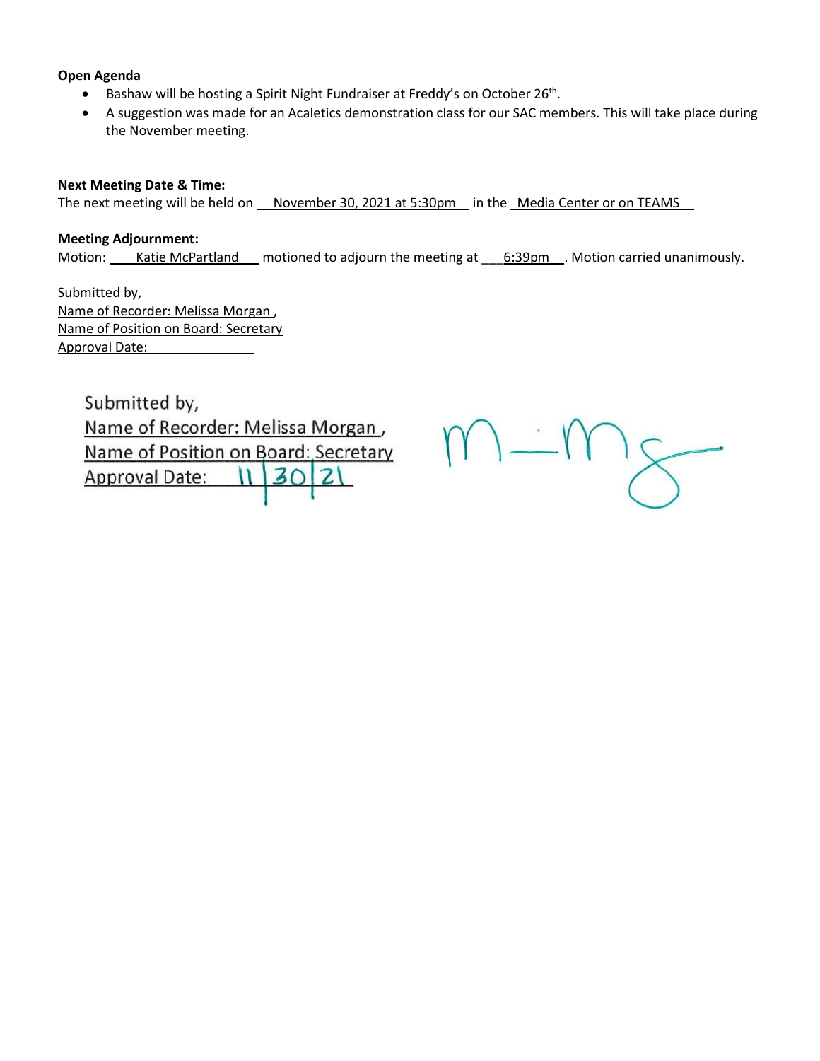**Open Agenda**

- Bashaw will be hosting a Spirit Night Fundraiser at Freddy's on October 26th.
- A suggestion was made for an Acaletics demonstration class for our SAC members. This will take place during the November meeting.

**Next Meeting Date & Time:**

The next meeting will be held on November 30, 2021 at 5:30pm in the Media Center or on TEAMS

**Meeting Adjournment:**

Motion: Katie McPartland motioned to adjourn the meeting at 6:39pm. Motion carried unanimously.

Submitted by,
Name of Recorder: Melissa Morgan,
Name of Position on Board: Secretary
Approval Date:

Submitted by,
Name of Recorder: Melissa Morgan,
Name of Position on Board: Secretary
Approval Date: 11|30|21